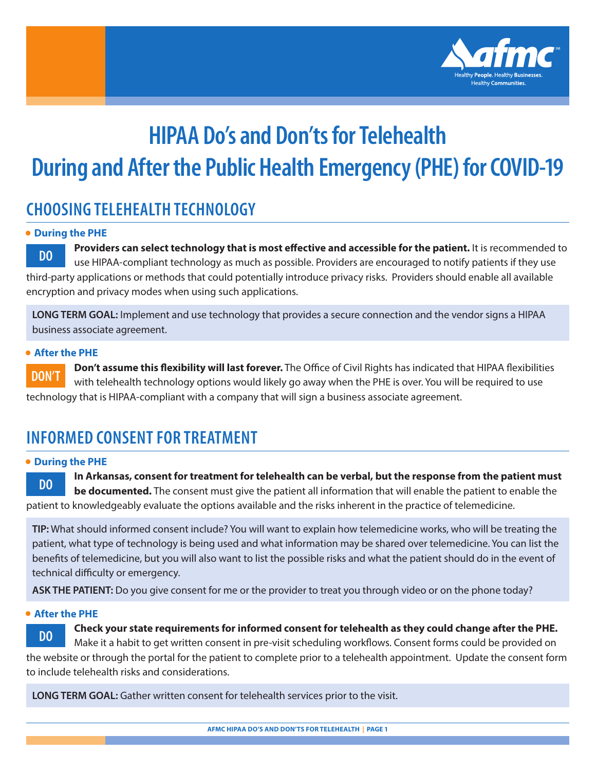# HIPAA Do's and Don'ts for Telehealth During and After the Public Health Emergency (PHE) for COVID-19

## CHOOSING TELEHEALTH TECHNOLOGY

### During the PHE

**DO**

**Providers can select technology that is most effective and accessible for the patient.** It is recommended to use HIPAA-compliant technology as much as possible. Providers are encouraged to notify patients if they use third-party applications or methods that could potentially introduce privacy risks. Providers should enable all available encryption and privacy modes when using such applications.

**LONG TERM GOAL:** Implement and use technology that provides a secure connection and the vendor signs a HIPAA business associate agreement.

### After the PHE

**DON'T**

**Don't assume this flexibility will last forever.** The Office of Civil Rights has indicated that HIPAA flexibilities with telehealth technology options would likely go away when the PHE is over. You will be required to use technology that is HIPAA-compliant with a company that will sign a business associate agreement.

## INFORMED CONSENT FOR TREATMENT

### During the PHE

**DO**

**In Arkansas, consent for treatment for telehealth can be verbal, but the response from the patient must be documented.** The consent must give the patient all information that will enable the patient to enable the patient to knowledgeably evaluate the options available and the risks inherent in the practice of telemedicine.

**TIP:** What should informed consent include? You will want to explain how telemedicine works, who will be treating the patient, what type of technology is being used and what information may be shared over telemedicine. You can list the benefits of telemedicine, but you will also want to list the possible risks and what the patient should do in the event of technical difficulty or emergency.

**ASK THE PATIENT:** Do you give consent for me or the provider to treat you through video or on the phone today?

### After the PHE

**DO**

**Check your state requirements for informed consent for telehealth as they could change after the PHE.** Make it a habit to get written consent in pre-visit scheduling workflows. Consent forms could be provided on the website or through the portal for the patient to complete prior to a telehealth appointment. Update the consent form to include telehealth risks and considerations.

**LONG TERM GOAL:** Gather written consent for telehealth services prior to the visit.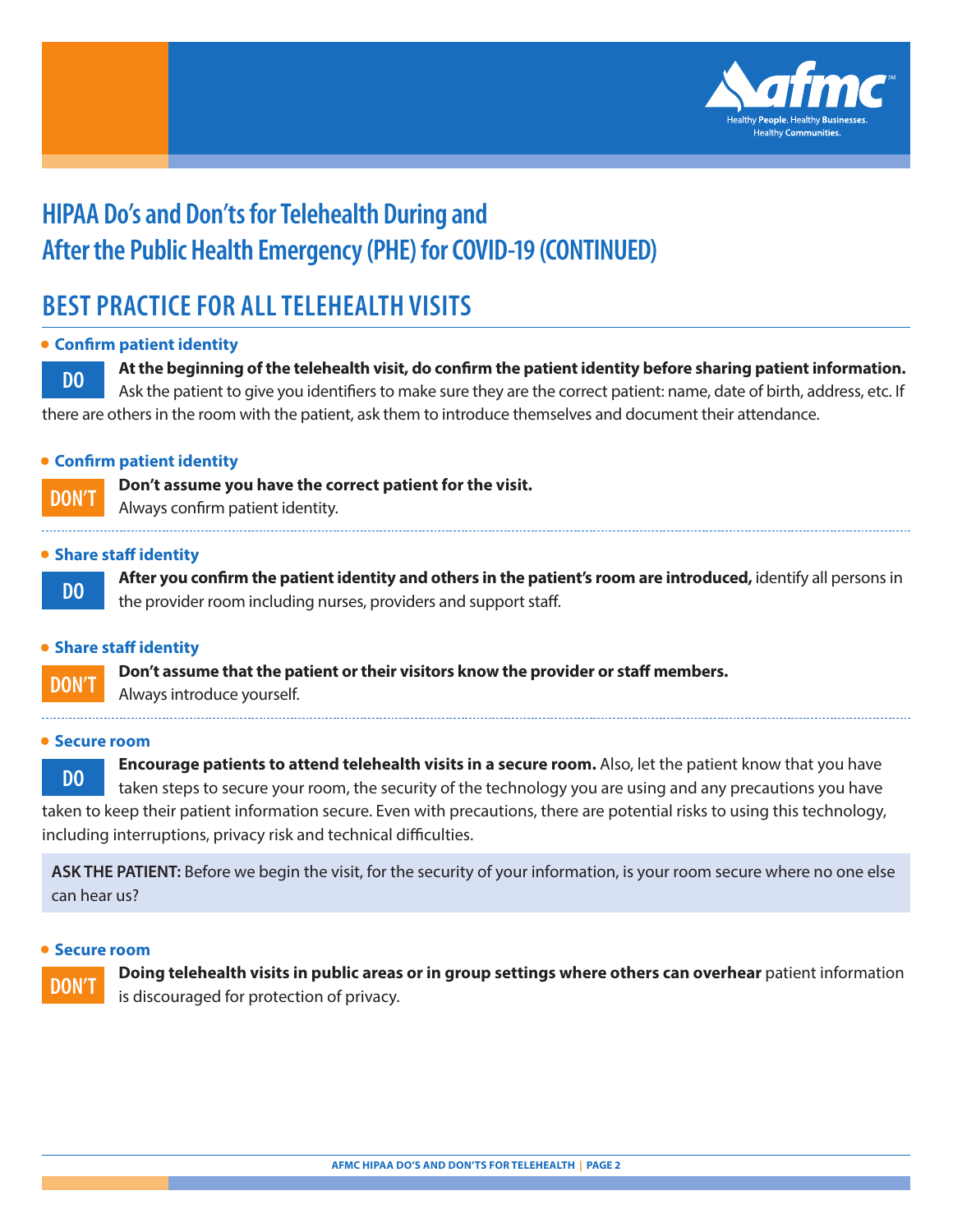# HIPAA Do's and Don'ts for Telehealth During and After the Public Health Emergency (PHE) for COVID-19 (CONTINUED)

## BEST PRACTICE FOR ALL TELEHEALTH VISITS

- **Confirm patient identity**

**DO**

**At the beginning of the telehealth visit, do confirm the patient identity before sharing patient information.** Ask the patient to give you identifiers to make sure they are the correct patient: name, date of birth, address, etc. If there are others in the room with the patient, ask them to introduce themselves and document their attendance.

- **Confirm patient identity**

**DON'T**

**Don't assume you have the correct patient for the visit.**
Always confirm patient identity.

---

- **Share staff identity**

**DO**

**After you confirm the patient identity and others in the patient's room are introduced,** identify all persons in the provider room including nurses, providers and support staff.

- **Share staff identity**

**DON'T**

**Don't assume that the patient or their visitors know the provider or staff members.**
Always introduce yourself.

---

- **Secure room**

**DO**

**Encourage patients to attend telehealth visits in a secure room.** Also, let the patient know that you have taken steps to secure your room, the security of the technology you are using and any precautions you have taken to keep their patient information secure. Even with precautions, there are potential risks to using this technology, including interruptions, privacy risk and technical difficulties.

> **ASK THE PATIENT:** Before we begin the visit, for the security of your information, is your room secure where no one else can hear us?

- **Secure room**

**DON'T**

**Doing telehealth visits in public areas or in group settings where others can overhear** patient information is discouraged for protection of privacy.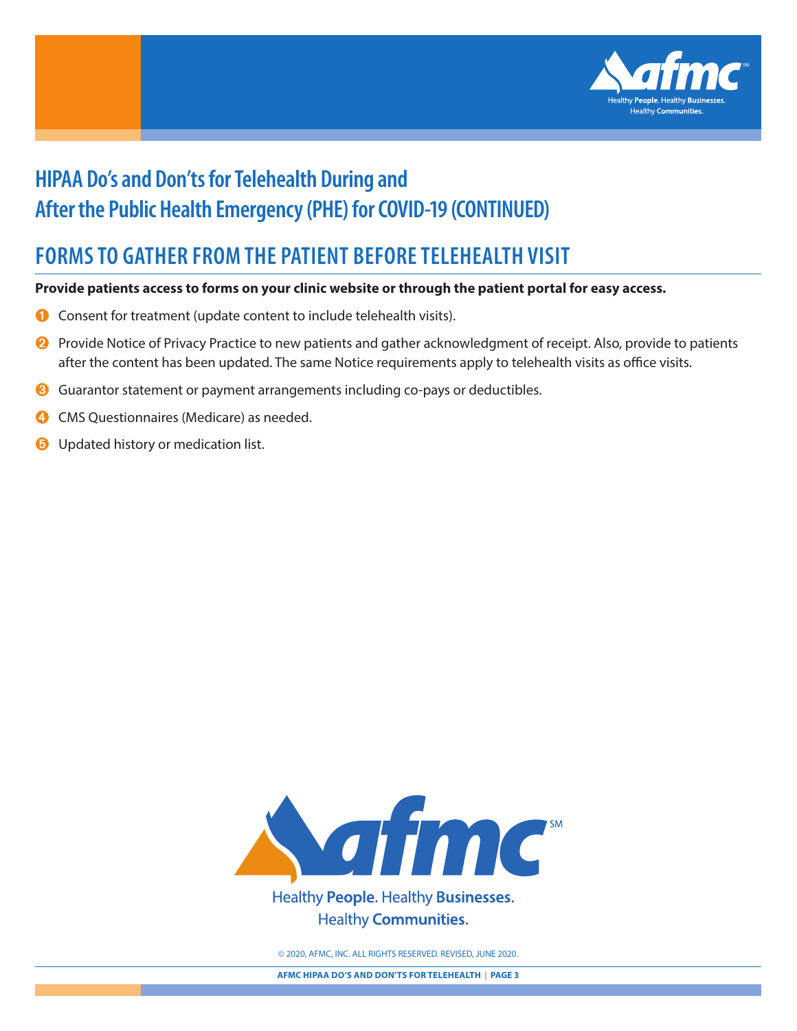# HIPAA Do's and Don'ts for Telehealth During and After the Public Health Emergency (PHE) for COVID-19 (CONTINUED)

## FORMS TO GATHER FROM THE PATIENT BEFORE TELEHEALTH VISIT

**Provide patients access to forms on your clinic website or through the patient portal for easy access.**

1. Consent for treatment (update content to include telehealth visits).
2. Provide Notice of Privacy Practice to new patients and gather acknowledgment of receipt. Also, provide to patients after the content has been updated. The same Notice requirements apply to telehealth visits as office visits.
3. Guarantor statement or payment arrangements including co-pays or deductibles.
4. CMS Questionnaires (Medicare) as needed.
5. Updated history or medication list.

afmc℠

Healthy **People.** Healthy **Businesses.**
Healthy **Communities.**

© 2020, AFMC, INC. ALL RIGHTS RESERVED. REVISED, JUNE 2020.